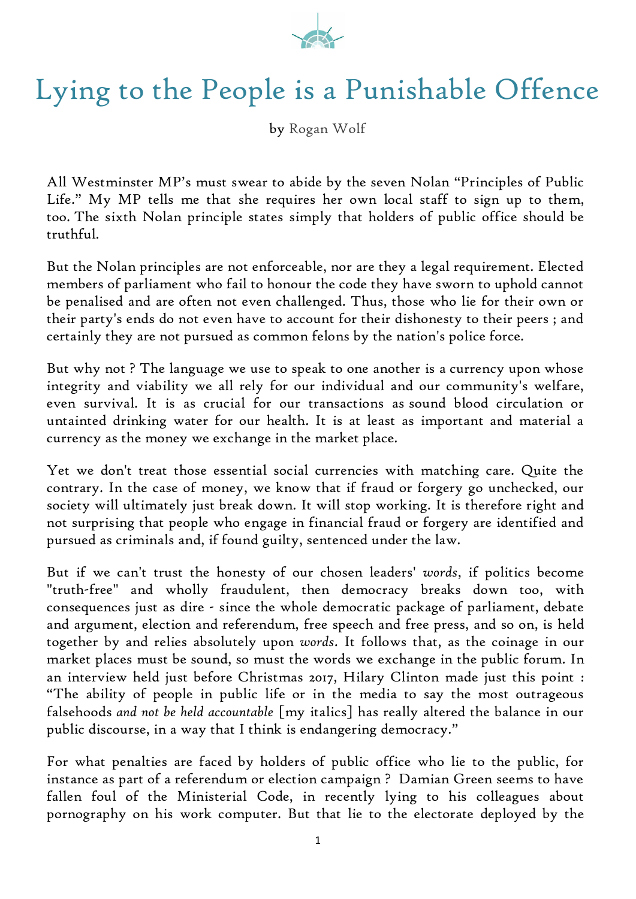# Lying to the People is a Punishable Offence

by Rogan Wolf

All Westminster MP's must swear to abide by the seven Nolan "Principles of Public Life." My MP tells me that she requires her own local staff to sign up to them, too. The sixth Nolan principle states simply that holders of public office should be truthful.

But the Nolan principles are not enforceable, nor are they a legal requirement. Elected members of parliament who fail to honour the code they have sworn to uphold cannot be penalised and are often not even challenged. Thus, those who lie for their own or their party's ends do not even have to account for their dishonesty to their peers ; and certainly they are not pursued as common felons by the nation's police force.

But why not ? The language we use to speak to one another is a currency upon whose integrity and viability we all rely for our individual and our community's welfare, even survival. It is as crucial for our transactions as sound blood circulation or untainted drinking water for our health. It is at least as important and material a currency as the money we exchange in the market place.

Yet we don't treat those essential social currencies with matching care. Quite the contrary. In the case of money, we know that if fraud or forgery go unchecked, our society will ultimately just break down. It will stop working. It is therefore right and not surprising that people who engage in financial fraud or forgery are identified and pursued as criminals and, if found guilty, sentenced under the law.

But if we can't trust the honesty of our chosen leaders' *words*, if politics become "truth-free" and wholly fraudulent, then democracy breaks down too, with consequences just as dire - since the whole democratic package of parliament, debate and argument, election and referendum, free speech and free press, and so on, is held together by and relies absolutely upon *words*. It follows that, as the coinage in our market places must be sound, so must the words we exchange in the public forum. In an interview held just before Christmas 2017, Hilary Clinton made just this point : "The ability of people in public life or in the media to say the most outrageous falsehoods *and not be held accountable* [my italics] has really altered the balance in our public discourse, in a way that I think is endangering democracy."

For what penalties are faced by holders of public office who lie to the public, for instance as part of a referendum or election campaign ? Damian Green seems to have fallen foul of the Ministerial Code, in recently lying to his colleagues about pornography on his work computer. But that lie to the electorate deployed by the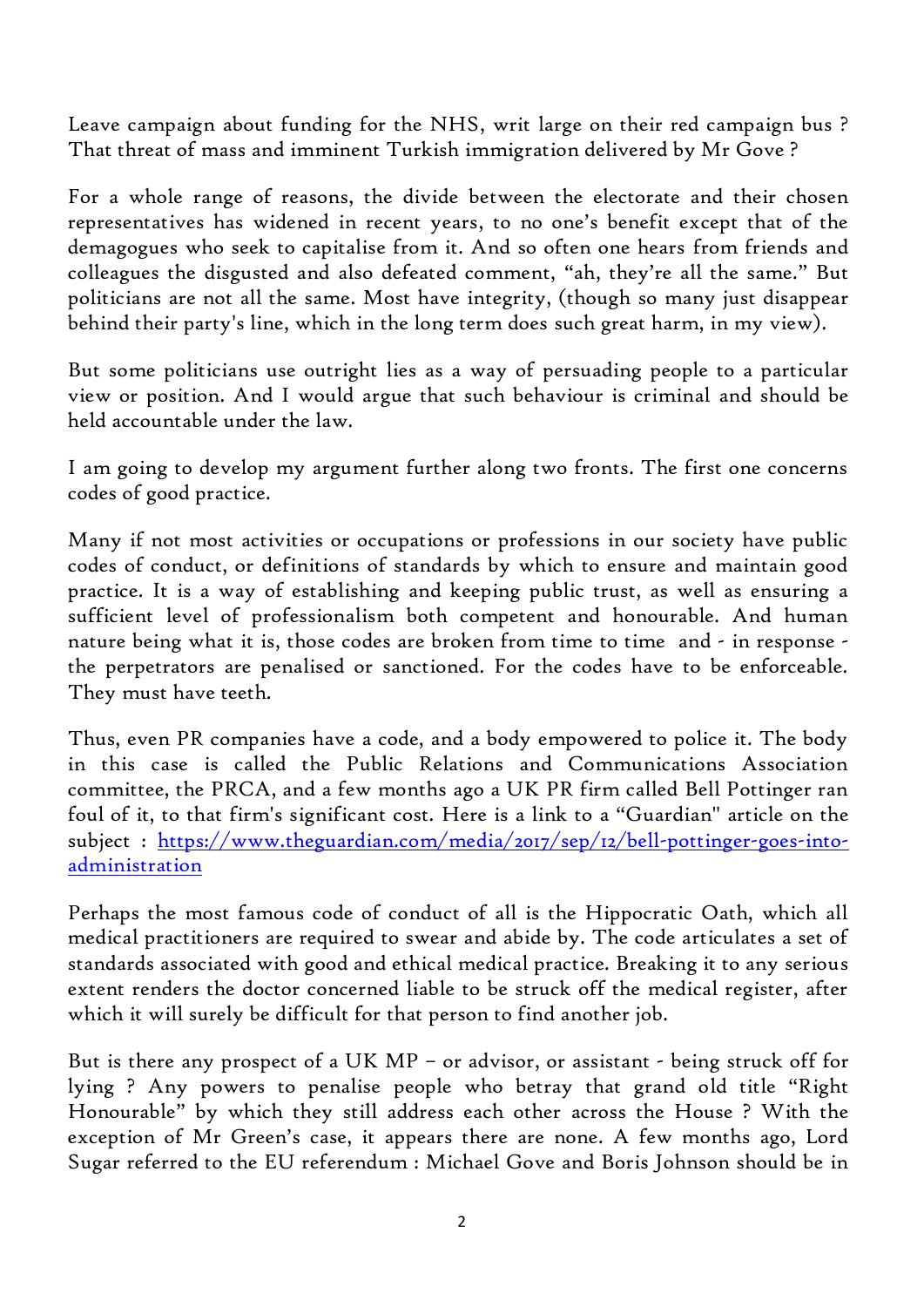Leave campaign about funding for the NHS, writ large on their red campaign bus ? That threat of mass and imminent Turkish immigration delivered by Mr Gove ?

For a whole range of reasons, the divide between the electorate and their chosen representatives has widened in recent years, to no one's benefit except that of the demagogues who seek to capitalise from it. And so often one hears from friends and colleagues the disgusted and also defeated comment, "ah, they're all the same." But politicians are not all the same. Most have integrity, (though so many just disappear behind their party's line, which in the long term does such great harm, in my view).

But some politicians use outright lies as a way of persuading people to a particular view or position. And I would argue that such behaviour is criminal and should be held accountable under the law.

I am going to develop my argument further along two fronts. The first one concerns codes of good practice.

Many if not most activities or occupations or professions in our society have public codes of conduct, or definitions of standards by which to ensure and maintain good practice. It is a way of establishing and keeping public trust, as well as ensuring a sufficient level of professionalism both competent and honourable. And human nature being what it is, those codes are broken from time to time and - in response - the perpetrators are penalised or sanctioned. For the codes have to be enforceable. They must have teeth.

Thus, even PR companies have a code, and a body empowered to police it. The body in this case is called the Public Relations and Communications Association committee, the PRCA, and a few months ago a UK PR firm called Bell Pottinger ran foul of it, to that firm's significant cost. Here is a link to a "Guardian" article on the subject : [https://www.theguardian.com/media/2017/sep/12/bell-pottinger-goes-into-administration](https://www.theguardian.com/media/2017/sep/12/bell-pottinger-goes-into-administration)

Perhaps the most famous code of conduct of all is the Hippocratic Oath, which all medical practitioners are required to swear and abide by. The code articulates a set of standards associated with good and ethical medical practice. Breaking it to any serious extent renders the doctor concerned liable to be struck off the medical register, after which it will surely be difficult for that person to find another job.

But is there any prospect of a UK MP – or advisor, or assistant - being struck off for lying ? Any powers to penalise people who betray that grand old title "Right Honourable" by which they still address each other across the House ? With the exception of Mr Green's case, it appears there are none. A few months ago, Lord Sugar referred to the EU referendum : Michael Gove and Boris Johnson should be in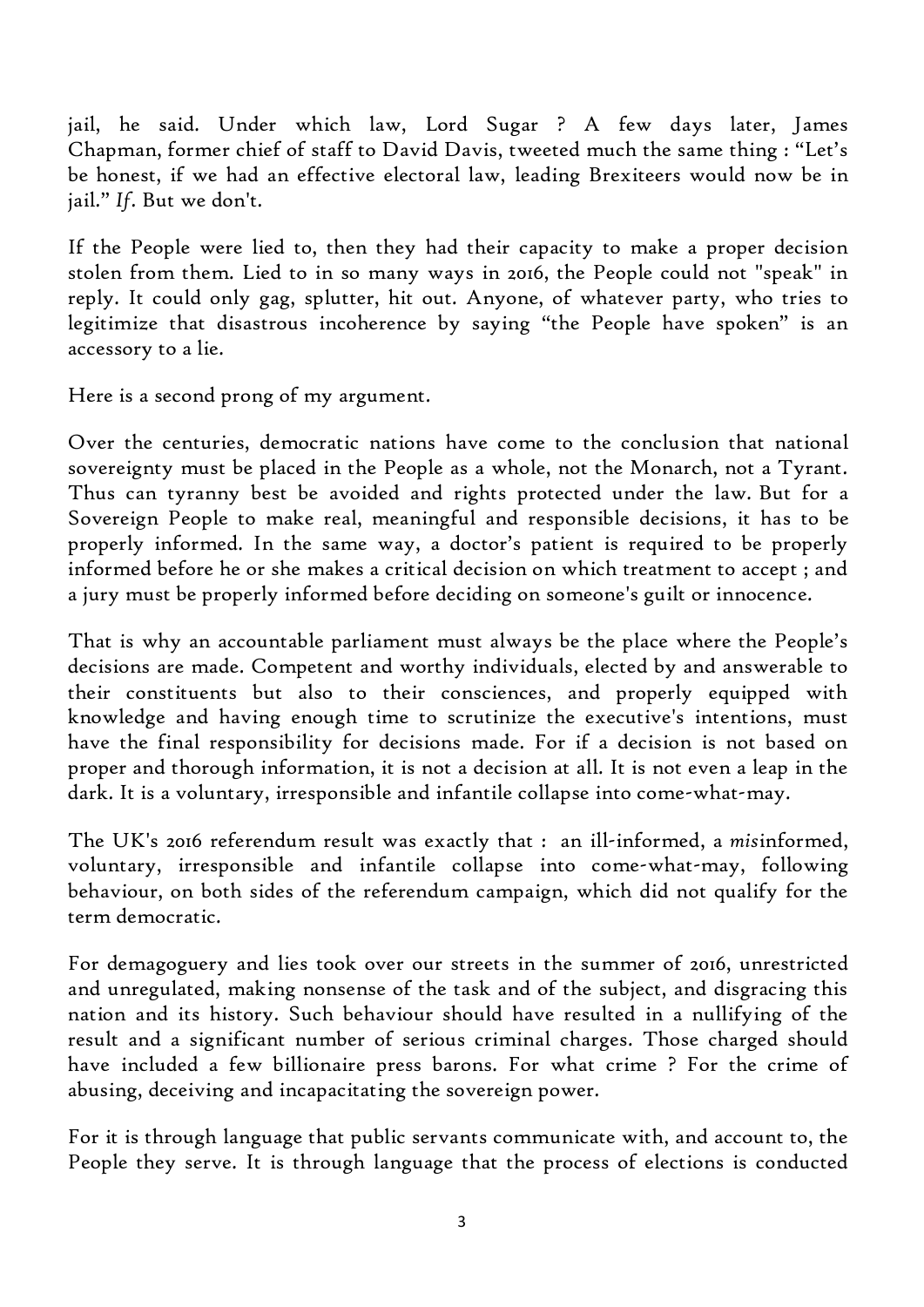jail, he said. Under which law, Lord Sugar ? A few days later, James Chapman, former chief of staff to David Davis, tweeted much the same thing : "Let's be honest, if we had an effective electoral law, leading Brexiteers would now be in jail." *If*. But we don't.

If the People were lied to, then they had their capacity to make a proper decision stolen from them. Lied to in so many ways in 2016, the People could not "speak" in reply. It could only gag, splutter, hit out. Anyone, of whatever party, who tries to legitimize that disastrous incoherence by saying "the People have spoken" is an accessory to a lie.

Here is a second prong of my argument.

Over the centuries, democratic nations have come to the conclusion that national sovereignty must be placed in the People as a whole, not the Monarch, not a Tyrant. Thus can tyranny best be avoided and rights protected under the law. But for a Sovereign People to make real, meaningful and responsible decisions, it has to be properly informed. In the same way, a doctor's patient is required to be properly informed before he or she makes a critical decision on which treatment to accept ; and a jury must be properly informed before deciding on someone's guilt or innocence.

That is why an accountable parliament must always be the place where the People's decisions are made. Competent and worthy individuals, elected by and answerable to their constituents but also to their consciences, and properly equipped with knowledge and having enough time to scrutinize the executive's intentions, must have the final responsibility for decisions made. For if a decision is not based on proper and thorough information, it is not a decision at all. It is not even a leap in the dark. It is a voluntary, irresponsible and infantile collapse into come-what-may.

The UK's 2016 referendum result was exactly that : an ill-informed, a *mis*informed, voluntary, irresponsible and infantile collapse into come-what-may, following behaviour, on both sides of the referendum campaign, which did not qualify for the term democratic.

For demagoguery and lies took over our streets in the summer of 2016, unrestricted and unregulated, making nonsense of the task and of the subject, and disgracing this nation and its history. Such behaviour should have resulted in a nullifying of the result and a significant number of serious criminal charges. Those charged should have included a few billionaire press barons. For what crime ? For the crime of abusing, deceiving and incapacitating the sovereign power.

For it is through language that public servants communicate with, and account to, the People they serve. It is through language that the process of elections is conducted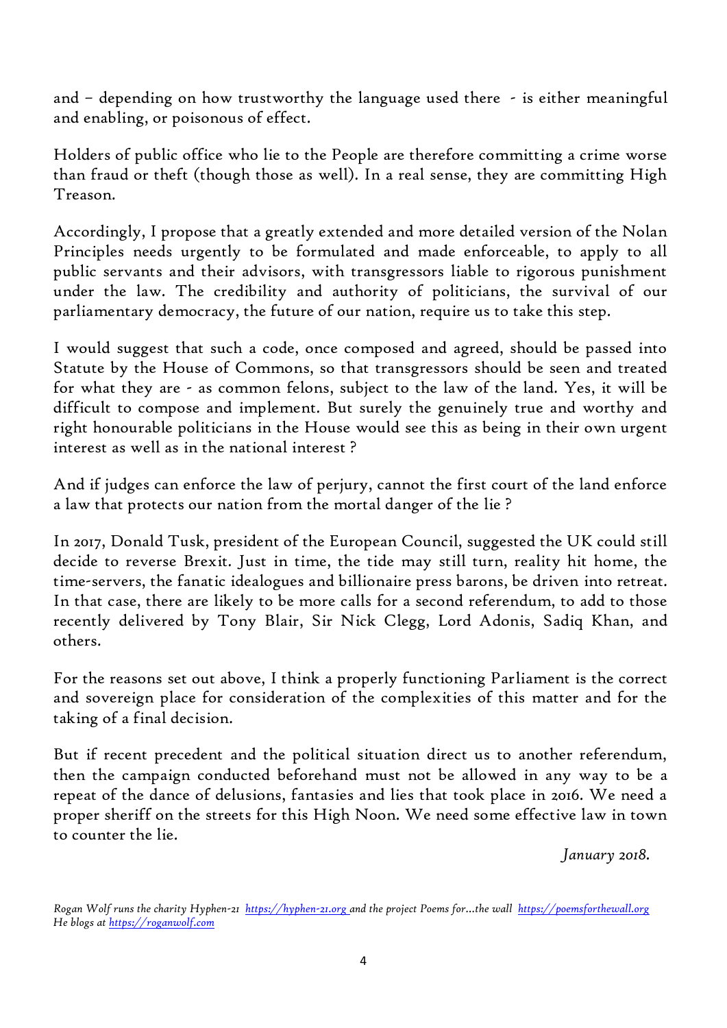and – depending on how trustworthy the language used there - is either meaningful and enabling, or poisonous of effect.

Holders of public office who lie to the People are therefore committing a crime worse than fraud or theft (though those as well). In a real sense, they are committing High Treason.

Accordingly, I propose that a greatly extended and more detailed version of the Nolan Principles needs urgently to be formulated and made enforceable, to apply to all public servants and their advisors, with transgressors liable to rigorous punishment under the law. The credibility and authority of politicians, the survival of our parliamentary democracy, the future of our nation, require us to take this step.

I would suggest that such a code, once composed and agreed, should be passed into Statute by the House of Commons, so that transgressors should be seen and treated for what they are - as common felons, subject to the law of the land. Yes, it will be difficult to compose and implement. But surely the genuinely true and worthy and right honourable politicians in the House would see this as being in their own urgent interest as well as in the national interest ?

And if judges can enforce the law of perjury, cannot the first court of the land enforce a law that protects our nation from the mortal danger of the lie ?

In 2017, Donald Tusk, president of the European Council, suggested the UK could still decide to reverse Brexit. Just in time, the tide may still turn, reality hit home, the time-servers, the fanatic idealogues and billionaire press barons, be driven into retreat. In that case, there are likely to be more calls for a second referendum, to add to those recently delivered by Tony Blair, Sir Nick Clegg, Lord Adonis, Sadiq Khan, and others.

For the reasons set out above, I think a properly functioning Parliament is the correct and sovereign place for consideration of the complexities of this matter and for the taking of a final decision.

But if recent precedent and the political situation direct us to another referendum, then the campaign conducted beforehand must not be allowed in any way to be a repeat of the dance of delusions, fantasies and lies that took place in 2016. We need a proper sheriff on the streets for this High Noon. We need some effective law in town to counter the lie.

*January 2018.*

*Rogan Wolf runs the charity Hyphen-21 [https://hyphen-21.org](https://hyphen-21.org) and the project Poems for...the wall [https://poemsforthewall.org](https://poemsforthewall.org)*
*He blogs at [https://roganwolf.com](https://roganwolf.com)*